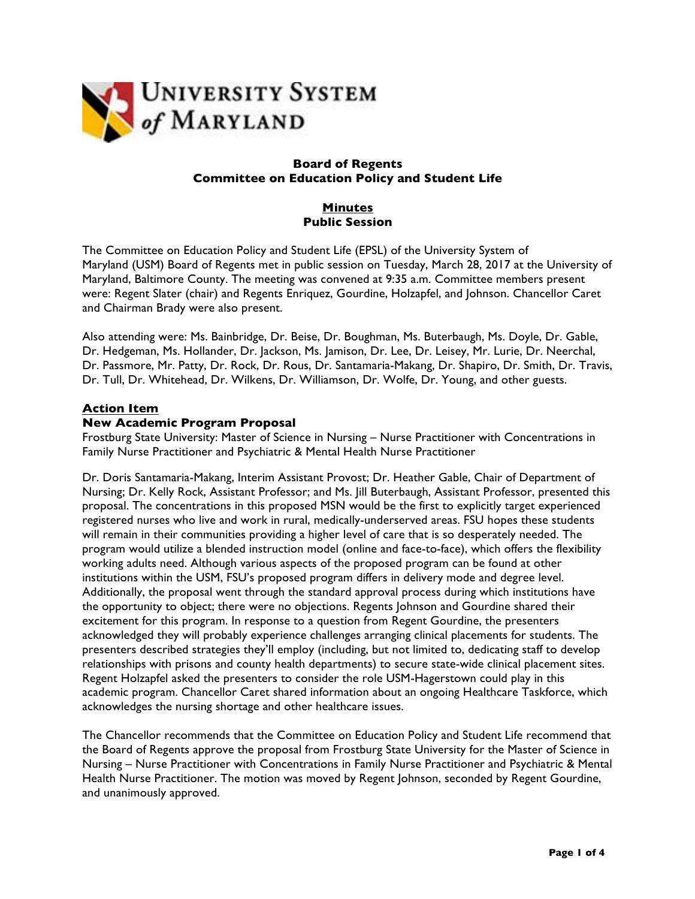UNIVERSITY SYSTEM of MARYLAND

**Board of Regents**
**Committee on Education Policy and Student Life**

**Minutes**
**Public Session**

The Committee on Education Policy and Student Life (EPSL) of the University System of Maryland (USM) Board of Regents met in public session on Tuesday, March 28, 2017 at the University of Maryland, Baltimore County. The meeting was convened at 9:35 a.m. Committee members present were: Regent Slater (chair) and Regents Enriquez, Gourdine, Holzapfel, and Johnson. Chancellor Caret and Chairman Brady were also present.

Also attending were: Ms. Bainbridge, Dr. Beise, Dr. Boughman, Ms. Buterbaugh, Ms. Doyle, Dr. Gable, Dr. Hedgeman, Ms. Hollander, Dr. Jackson, Ms. Jamison, Dr. Lee, Dr. Leisey, Mr. Lurie, Dr. Neerchal, Dr. Passmore, Mr. Patty, Dr. Rock, Dr. Rous, Dr. Santamaria-Makang, Dr. Shapiro, Dr. Smith, Dr. Travis, Dr. Tull, Dr. Whitehead, Dr. Wilkens, Dr. Williamson, Dr. Wolfe, Dr. Young, and other guests.

**Action Item**

**New Academic Program Proposal**

Frostburg State University: Master of Science in Nursing – Nurse Practitioner with Concentrations in Family Nurse Practitioner and Psychiatric & Mental Health Nurse Practitioner

Dr. Doris Santamaria-Makang, Interim Assistant Provost; Dr. Heather Gable, Chair of Department of Nursing; Dr. Kelly Rock, Assistant Professor; and Ms. Jill Buterbaugh, Assistant Professor, presented this proposal. The concentrations in this proposed MSN would be the first to explicitly target experienced registered nurses who live and work in rural, medically-underserved areas. FSU hopes these students will remain in their communities providing a higher level of care that is so desperately needed. The program would utilize a blended instruction model (online and face-to-face), which offers the flexibility working adults need. Although various aspects of the proposed program can be found at other institutions within the USM, FSU's proposed program differs in delivery mode and degree level. Additionally, the proposal went through the standard approval process during which institutions have the opportunity to object; there were no objections. Regents Johnson and Gourdine shared their excitement for this program. In response to a question from Regent Gourdine, the presenters acknowledged they will probably experience challenges arranging clinical placements for students. The presenters described strategies they'll employ (including, but not limited to, dedicating staff to develop relationships with prisons and county health departments) to secure state-wide clinical placement sites. Regent Holzapfel asked the presenters to consider the role USM-Hagerstown could play in this academic program. Chancellor Caret shared information about an ongoing Healthcare Taskforce, which acknowledges the nursing shortage and other healthcare issues.

The Chancellor recommends that the Committee on Education Policy and Student Life recommend that the Board of Regents approve the proposal from Frostburg State University for the Master of Science in Nursing – Nurse Practitioner with Concentrations in Family Nurse Practitioner and Psychiatric & Mental Health Nurse Practitioner. The motion was moved by Regent Johnson, seconded by Regent Gourdine, and unanimously approved.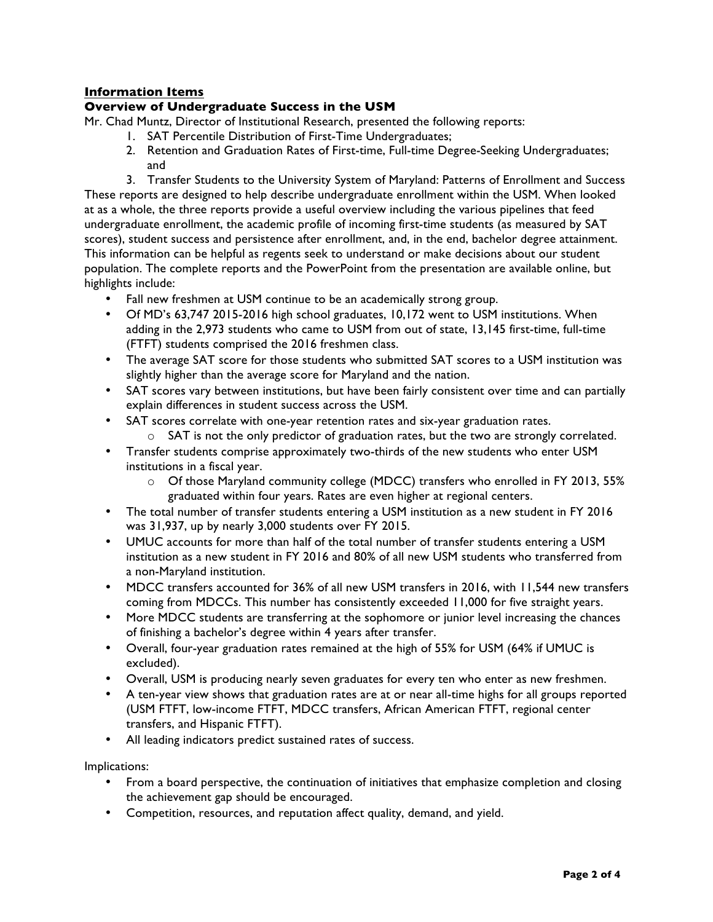**Information Items**

**Overview of Undergraduate Success in the USM**

Mr. Chad Muntz, Director of Institutional Research, presented the following reports:

1. SAT Percentile Distribution of First-Time Undergraduates;
2. Retention and Graduation Rates of First-time, Full-time Degree-Seeking Undergraduates; and
3. Transfer Students to the University System of Maryland: Patterns of Enrollment and Success

These reports are designed to help describe undergraduate enrollment within the USM. When looked at as a whole, the three reports provide a useful overview including the various pipelines that feed undergraduate enrollment, the academic profile of incoming first-time students (as measured by SAT scores), student success and persistence after enrollment, and, in the end, bachelor degree attainment. This information can be helpful as regents seek to understand or make decisions about our student population. The complete reports and the PowerPoint from the presentation are available online, but highlights include:

- Fall new freshmen at USM continue to be an academically strong group.
- Of MD's 63,747 2015-2016 high school graduates, 10,172 went to USM institutions. When adding in the 2,973 students who came to USM from out of state, 13,145 first-time, full-time (FTFT) students comprised the 2016 freshmen class.
- The average SAT score for those students who submitted SAT scores to a USM institution was slightly higher than the average score for Maryland and the nation.
- SAT scores vary between institutions, but have been fairly consistent over time and can partially explain differences in student success across the USM.
- SAT scores correlate with one-year retention rates and six-year graduation rates.
  - SAT is not the only predictor of graduation rates, but the two are strongly correlated.
- Transfer students comprise approximately two-thirds of the new students who enter USM institutions in a fiscal year.
  - Of those Maryland community college (MDCC) transfers who enrolled in FY 2013, 55% graduated within four years. Rates are even higher at regional centers.
- The total number of transfer students entering a USM institution as a new student in FY 2016 was 31,937, up by nearly 3,000 students over FY 2015.
- UMUC accounts for more than half of the total number of transfer students entering a USM institution as a new student in FY 2016 and 80% of all new USM students who transferred from a non-Maryland institution.
- MDCC transfers accounted for 36% of all new USM transfers in 2016, with 11,544 new transfers coming from MDCCs. This number has consistently exceeded 11,000 for five straight years.
- More MDCC students are transferring at the sophomore or junior level increasing the chances of finishing a bachelor's degree within 4 years after transfer.
- Overall, four-year graduation rates remained at the high of 55% for USM (64% if UMUC is excluded).
- Overall, USM is producing nearly seven graduates for every ten who enter as new freshmen.
- A ten-year view shows that graduation rates are at or near all-time highs for all groups reported (USM FTFT, low-income FTFT, MDCC transfers, African American FTFT, regional center transfers, and Hispanic FTFT).
- All leading indicators predict sustained rates of success.

Implications:

- From a board perspective, the continuation of initiatives that emphasize completion and closing the achievement gap should be encouraged.
- Competition, resources, and reputation affect quality, demand, and yield.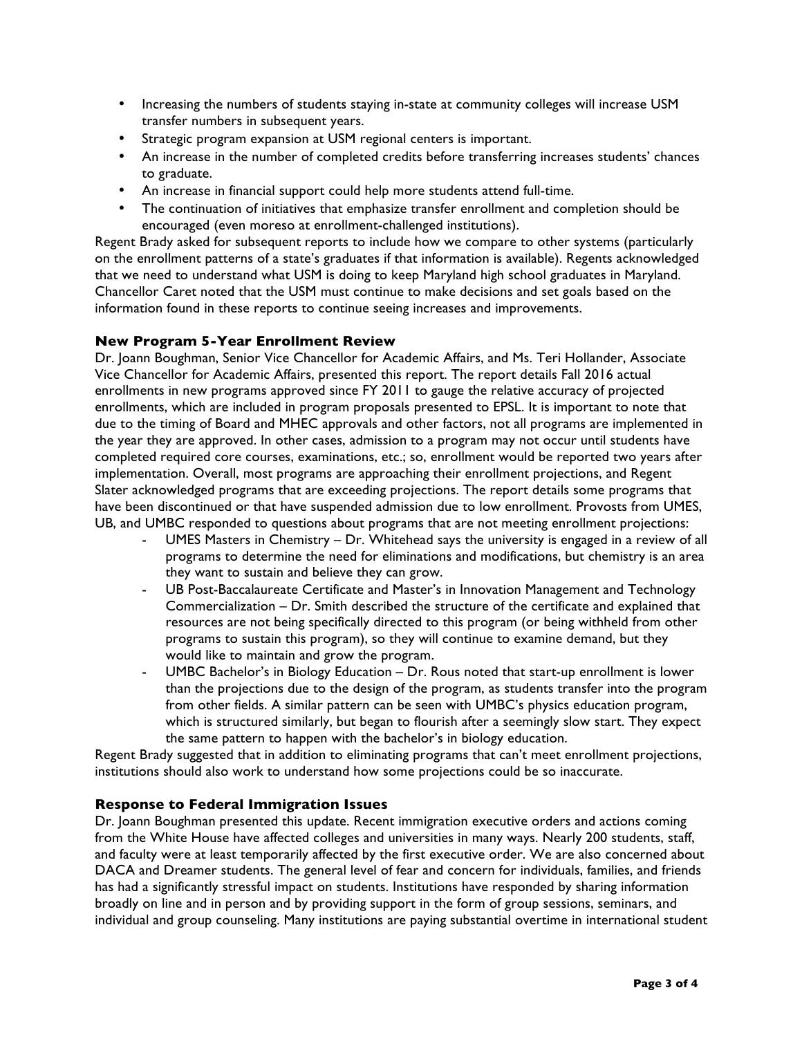- Increasing the numbers of students staying in-state at community colleges will increase USM transfer numbers in subsequent years.
- Strategic program expansion at USM regional centers is important.
- An increase in the number of completed credits before transferring increases students' chances to graduate.
- An increase in financial support could help more students attend full-time.
- The continuation of initiatives that emphasize transfer enrollment and completion should be encouraged (even moreso at enrollment-challenged institutions).

Regent Brady asked for subsequent reports to include how we compare to other systems (particularly on the enrollment patterns of a state's graduates if that information is available). Regents acknowledged that we need to understand what USM is doing to keep Maryland high school graduates in Maryland. Chancellor Caret noted that the USM must continue to make decisions and set goals based on the information found in these reports to continue seeing increases and improvements.

### New Program 5-Year Enrollment Review

Dr. Joann Boughman, Senior Vice Chancellor for Academic Affairs, and Ms. Teri Hollander, Associate Vice Chancellor for Academic Affairs, presented this report. The report details Fall 2016 actual enrollments in new programs approved since FY 2011 to gauge the relative accuracy of projected enrollments, which are included in program proposals presented to EPSL. It is important to note that due to the timing of Board and MHEC approvals and other factors, not all programs are implemented in the year they are approved. In other cases, admission to a program may not occur until students have completed required core courses, examinations, etc.; so, enrollment would be reported two years after implementation. Overall, most programs are approaching their enrollment projections, and Regent Slater acknowledged programs that are exceeding projections. The report details some programs that have been discontinued or that have suspended admission due to low enrollment. Provosts from UMES, UB, and UMBC responded to questions about programs that are not meeting enrollment projections:

- UMES Masters in Chemistry – Dr. Whitehead says the university is engaged in a review of all programs to determine the need for eliminations and modifications, but chemistry is an area they want to sustain and believe they can grow.
- UB Post-Baccalaureate Certificate and Master's in Innovation Management and Technology Commercialization – Dr. Smith described the structure of the certificate and explained that resources are not being specifically directed to this program (or being withheld from other programs to sustain this program), so they will continue to examine demand, but they would like to maintain and grow the program.
- UMBC Bachelor's in Biology Education – Dr. Rous noted that start-up enrollment is lower than the projections due to the design of the program, as students transfer into the program from other fields. A similar pattern can be seen with UMBC's physics education program, which is structured similarly, but began to flourish after a seemingly slow start. They expect the same pattern to happen with the bachelor's in biology education.

Regent Brady suggested that in addition to eliminating programs that can't meet enrollment projections, institutions should also work to understand how some projections could be so inaccurate.

### Response to Federal Immigration Issues

Dr. Joann Boughman presented this update. Recent immigration executive orders and actions coming from the White House have affected colleges and universities in many ways. Nearly 200 students, staff, and faculty were at least temporarily affected by the first executive order. We are also concerned about DACA and Dreamer students. The general level of fear and concern for individuals, families, and friends has had a significantly stressful impact on students. Institutions have responded by sharing information broadly on line and in person and by providing support in the form of group sessions, seminars, and individual and group counseling. Many institutions are paying substantial overtime in international student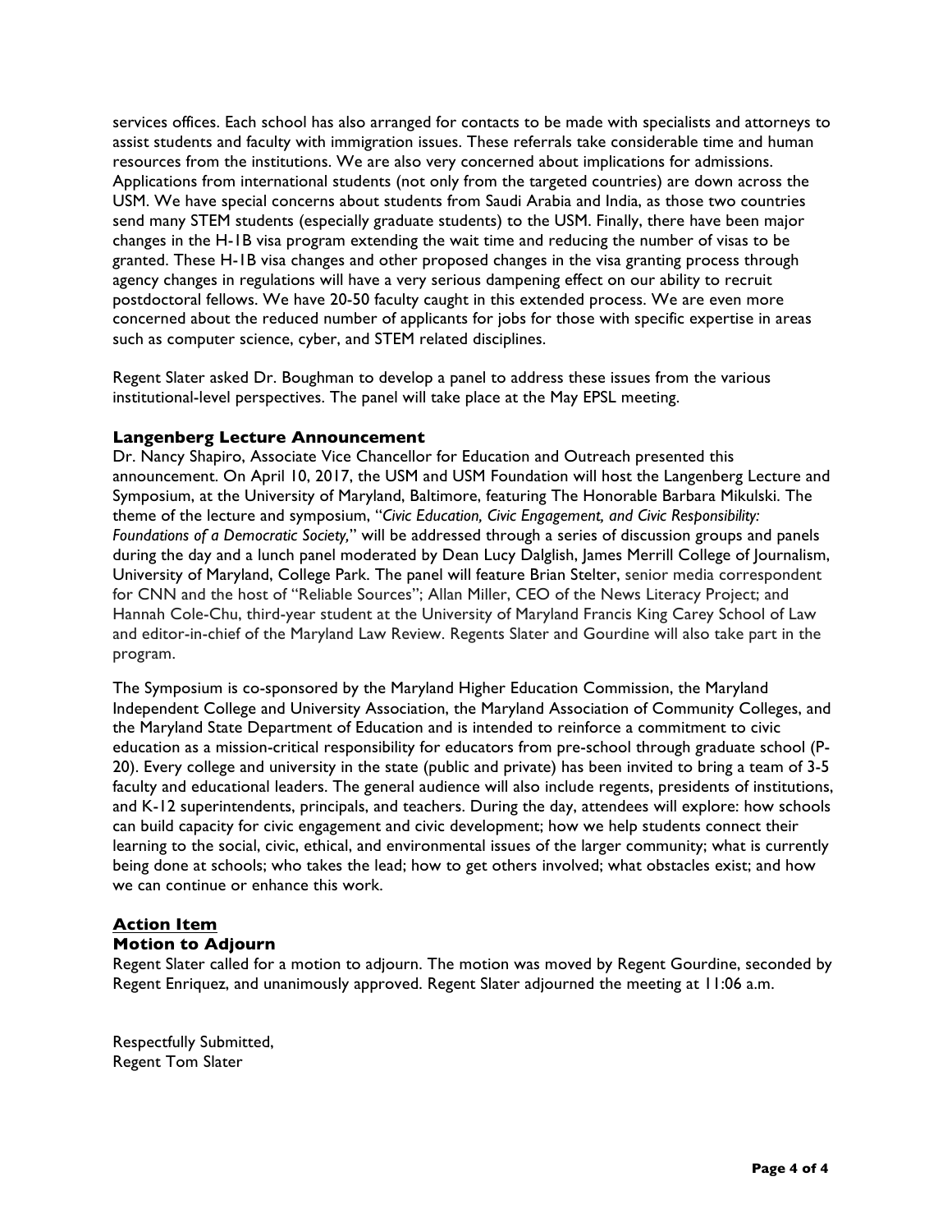services offices. Each school has also arranged for contacts to be made with specialists and attorneys to assist students and faculty with immigration issues. These referrals take considerable time and human resources from the institutions. We are also very concerned about implications for admissions. Applications from international students (not only from the targeted countries) are down across the USM. We have special concerns about students from Saudi Arabia and India, as those two countries send many STEM students (especially graduate students) to the USM. Finally, there have been major changes in the H-1B visa program extending the wait time and reducing the number of visas to be granted. These H-1B visa changes and other proposed changes in the visa granting process through agency changes in regulations will have a very serious dampening effect on our ability to recruit postdoctoral fellows. We have 20-50 faculty caught in this extended process. We are even more concerned about the reduced number of applicants for jobs for those with specific expertise in areas such as computer science, cyber, and STEM related disciplines.

Regent Slater asked Dr. Boughman to develop a panel to address these issues from the various institutional-level perspectives. The panel will take place at the May EPSL meeting.

**Langenberg Lecture Announcement**

Dr. Nancy Shapiro, Associate Vice Chancellor for Education and Outreach presented this announcement. On April 10, 2017, the USM and USM Foundation will host the Langenberg Lecture and Symposium, at the University of Maryland, Baltimore, featuring The Honorable Barbara Mikulski. The theme of the lecture and symposium, "*Civic Education, Civic Engagement, and Civic Responsibility: Foundations of a Democratic Society,*" will be addressed through a series of discussion groups and panels during the day and a lunch panel moderated by Dean Lucy Dalglish, James Merrill College of Journalism, University of Maryland, College Park. The panel will feature Brian Stelter, senior media correspondent for CNN and the host of "Reliable Sources"; Allan Miller, CEO of the News Literacy Project; and Hannah Cole-Chu, third-year student at the University of Maryland Francis King Carey School of Law and editor-in-chief of the Maryland Law Review. Regents Slater and Gourdine will also take part in the program.

The Symposium is co-sponsored by the Maryland Higher Education Commission, the Maryland Independent College and University Association, the Maryland Association of Community Colleges, and the Maryland State Department of Education and is intended to reinforce a commitment to civic education as a mission-critical responsibility for educators from pre-school through graduate school (P-20). Every college and university in the state (public and private) has been invited to bring a team of 3-5 faculty and educational leaders. The general audience will also include regents, presidents of institutions, and K-12 superintendents, principals, and teachers. During the day, attendees will explore: how schools can build capacity for civic engagement and civic development; how we help students connect their learning to the social, civic, ethical, and environmental issues of the larger community; what is currently being done at schools; who takes the lead; how to get others involved; what obstacles exist; and how we can continue or enhance this work.

**Action Item**

**Motion to Adjourn**

Regent Slater called for a motion to adjourn. The motion was moved by Regent Gourdine, seconded by Regent Enriquez, and unanimously approved. Regent Slater adjourned the meeting at 11:06 a.m.

Respectfully Submitted,
Regent Tom Slater